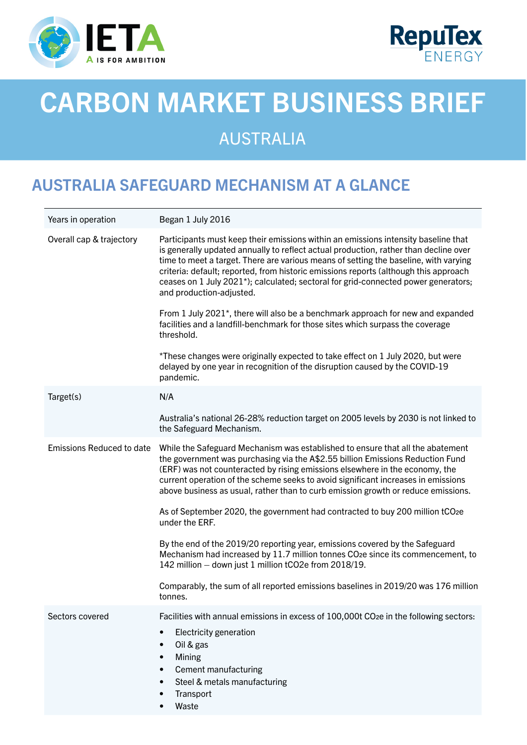# CARBON MARKET BUSINESS BRIEF

## AUSTRALIA

## AUSTRALIA SAFEGUARD MECHANISM AT A GLANCE

| | |
|---|---|
| Years in operation | Began 1 July 2016 |
| Overall cap & trajectory | Participants must keep their emissions within an emissions intensity baseline that is generally updated annually to reflect actual production, rather than decline over time to meet a target. There are various means of setting the baseline, with varying criteria: default; reported, from historic emissions reports (although this approach ceases on 1 July 2021*); calculated; sectoral for grid-connected power generators; and production-adjusted.<br><br>From 1 July 2021*, there will also be a benchmark approach for new and expanded facilities and a landfill-benchmark for those sites which surpass the coverage threshold.<br><br>*These changes were originally expected to take effect on 1 July 2020, but were delayed by one year in recognition of the disruption caused by the COVID-19 pandemic. |
| Target(s) | N/A<br><br>Australia's national 26-28% reduction target on 2005 levels by 2030 is not linked to the Safeguard Mechanism. |
| Emissions Reduced to date | While the Safeguard Mechanism was established to ensure that all the abatement the government was purchasing via the A$2.55 billion Emissions Reduction Fund (ERF) was not counteracted by rising emissions elsewhere in the economy, the current operation of the scheme seeks to avoid significant increases in emissions above business as usual, rather than to curb emission growth or reduce emissions.<br><br>As of September 2020, the government had contracted to buy 200 million $tCO_2e$ under the ERF.<br><br>By the end of the 2019/20 reporting year, emissions covered by the Safeguard Mechanism had increased by 11.7 million tonnes $CO_2e$ since its commencement, to 142 million – down just 1 million $tCO_2e$ from 2018/19.<br><br>Comparably, the sum of all reported emissions baselines in 2019/20 was 176 million tonnes. |
| Sectors covered | Facilities with annual emissions in excess of 100,000t $CO_2e$ in the following sectors:<br>• Electricity generation<br>• Oil & gas<br>• Mining<br>• Cement manufacturing<br>• Steel & metals manufacturing<br>• Transport<br>• Waste |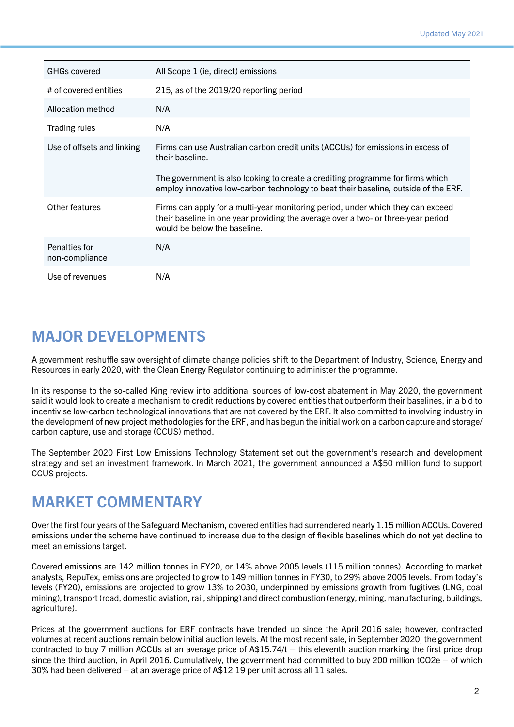| | |
|---|---|
| GHGs covered | All Scope 1 (ie, direct) emissions |
| # of covered entities | 215, as of the 2019/20 reporting period |
| Allocation method | N/A |
| Trading rules | N/A |
| Use of offsets and linking | Firms can use Australian carbon credit units (ACCUs) for emissions in excess of their baseline.<br><br>The government is also looking to create a crediting programme for firms which employ innovative low-carbon technology to beat their baseline, outside of the ERF. |
| Other features | Firms can apply for a multi-year monitoring period, under which they can exceed their baseline in one year providing the average over a two- or three-year period would be below the baseline. |
| Penalties for non-compliance | N/A |
| Use of revenues | N/A |

## MAJOR DEVELOPMENTS

A government reshuffle saw oversight of climate change policies shift to the Department of Industry, Science, Energy and Resources in early 2020, with the Clean Energy Regulator continuing to administer the programme.

In its response to the so-called King review into additional sources of low-cost abatement in May 2020, the government said it would look to create a mechanism to credit reductions by covered entities that outperform their baselines, in a bid to incentivise low-carbon technological innovations that are not covered by the ERF. It also committed to involving industry in the development of new project methodologies for the ERF, and has begun the initial work on a carbon capture and storage/ carbon capture, use and storage (CCUS) method.

The September 2020 First Low Emissions Technology Statement set out the government's research and development strategy and set an investment framework. In March 2021, the government announced a A$50 million fund to support CCUS projects.

## MARKET COMMENTARY

Over the first four years of the Safeguard Mechanism, covered entities had surrendered nearly 1.15 million ACCUs. Covered emissions under the scheme have continued to increase due to the design of flexible baselines which do not yet decline to meet an emissions target.

Covered emissions are 142 million tonnes in FY20, or 14% above 2005 levels (115 million tonnes). According to market analysts, RepuTex, emissions are projected to grow to 149 million tonnes in FY30, to 29% above 2005 levels. From today's levels (FY20), emissions are projected to grow 13% to 2030, underpinned by emissions growth from fugitives (LNG, coal mining), transport (road, domestic aviation, rail, shipping) and direct combustion (energy, mining, manufacturing, buildings, agriculture).

Prices at the government auctions for ERF contracts have trended up since the April 2016 sale; however, contracted volumes at recent auctions remain below initial auction levels. At the most recent sale, in September 2020, the government contracted to buy 7 million ACCUs at an average price of A$15.74/t – this eleventh auction marking the first price drop since the third auction, in April 2016. Cumulatively, the government had committed to buy 200 million $tCO_2e$ – of which 30% had been delivered – at an average price of A$12.19 per unit across all 11 sales.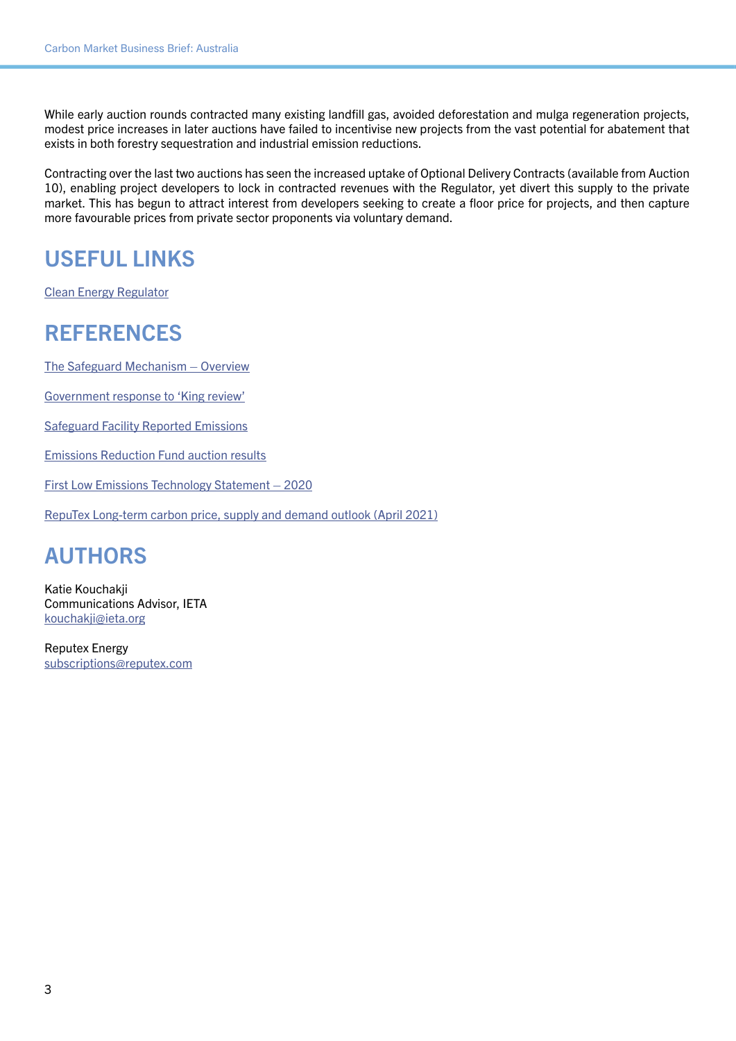While early auction rounds contracted many existing landfill gas, avoided deforestation and mulga regeneration projects, modest price increases in later auctions have failed to incentivise new projects from the vast potential for abatement that exists in both forestry sequestration and industrial emission reductions.

Contracting over the last two auctions has seen the increased uptake of Optional Delivery Contracts (available from Auction 10), enabling project developers to lock in contracted revenues with the Regulator, yet divert this supply to the private market. This has begun to attract interest from developers seeking to create a floor price for projects, and then capture more favourable prices from private sector proponents via voluntary demand.

## USEFUL LINKS

Clean Energy Regulator

## REFERENCES

The Safeguard Mechanism – Overview

Government response to 'King review'

Safeguard Facility Reported Emissions

Emissions Reduction Fund auction results

First Low Emissions Technology Statement – 2020

RepuTex Long-term carbon price, supply and demand outlook (April 2021)

## AUTHORS

Katie Kouchakji
Communications Advisor, IETA
kouchakji@ieta.org

Reputex Energy
subscriptions@reputex.com